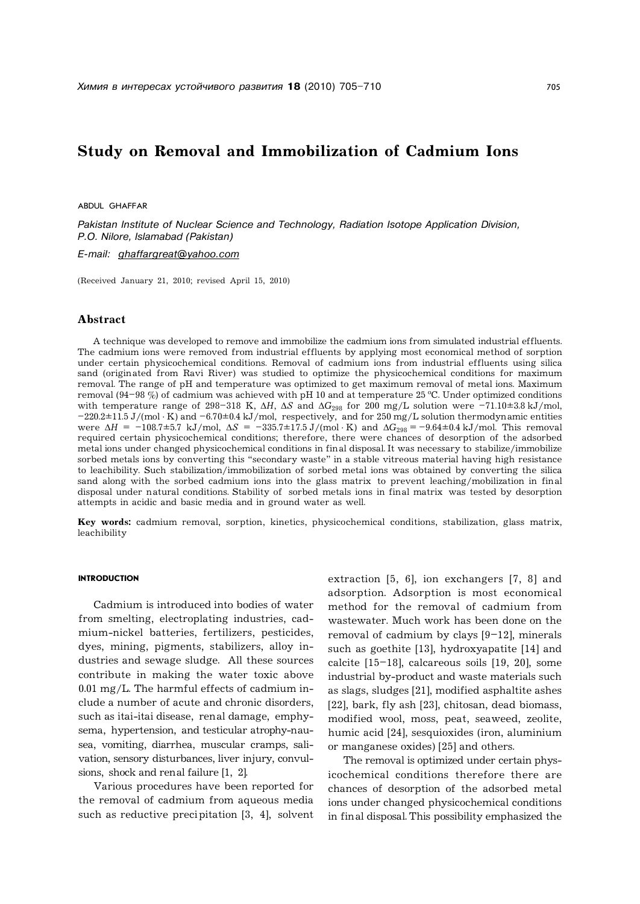# Study on Removal and Immobilization of Cadmium Ions

ABDUL GHAFFAR

*Pakistan Institute of Nuclear Science and Technology, Radiation Isotope Application Division, P.O. Nilore, Islamabad (Pakistan)*

*E-mail: ghaffargreat@yahoo.com*

(Received January 21, 2010; revised April 15, 2010)

## Abstract

A technique was developed to remove and immobilize the cadmium ions from simulated industrial effluents. The cadmium ions were removed from industrial effluents by applying most economical method of sorption under certain physicochemical conditions. Removal of cadmium ions from industrial effluents using silica sand (originated from Ravi River) was studied to optimize the physicochemical conditions for maximum removal. The range of pH and temperature was optimized to get maximum removal of metal ions. Maximum removal (94–98 %) of cadmium was achieved with pH 10 and at temperature 25 °C. Under optimized conditions with temperature range of 298–318 K, $\Delta H$, $\Delta S$ and $\Delta G_{298}$ for 200 mg/L solution were $-71.10\pm3.8$ kJ/mol, $-220.2\pm11.5$ J/(mol · K) and $-6.70\pm0.4$ kJ/mol, respectively, and for 250 mg/L solution thermodynamic entities were $\Delta H = -108.7\pm5.7$ kJ/mol, $\Delta S = -335.7\pm17.5$ J/(mol · K) and $\Delta G_{298} = -9.64\pm0.4$ kJ/mol. This removal required certain physicochemical conditions; therefore, there were chances of desorption of the adsorbed metal ions under changed physicochemical conditions in final disposal. It was necessary to stabilize/immobilize sorbed metals ions by converting this "secondary waste" in a stable vitreous material having high resistance to leachibility. Such stabilization/immobilization of sorbed metal ions was obtained by converting the silica sand along with the sorbed cadmium ions into the glass matrix to prevent leaching/mobilization in final disposal under natural conditions. Stability of sorbed metals ions in final matrix was tested by desorption attempts in acidic and basic media and in ground water as well.

**Key words:** cadmium removal, sorption, kinetics, physicochemical conditions, stabilization, glass matrix, leachibility

## INTRODUCTION

Cadmium is introduced into bodies of water from smelting, electroplating industries, cadmium-nickel batteries, fertilizers, pesticides, dyes, mining, pigments, stabilizers, alloy industries and sewage sludge. All these sources contribute in making the water toxic above 0.01 mg/L. The harmful effects of cadmium include a number of acute and chronic disorders, such as itai-itai disease, renal damage, emphysema, hypertension, and testicular atrophy-nausea, vomiting, diarrhea, muscular cramps, salivation, sensory disturbances, liver injury, convulsions, shock and renal failure [1, 2].

Various procedures have been reported for the removal of cadmium from aqueous media such as reductive precipitation [3, 4], solvent extraction [5, 6], ion exchangers [7, 8] and adsorption. Adsorption is most economical method for the removal of cadmium from wastewater. Much work has been done on the removal of cadmium by clays [9–12], minerals such as goethite [13], hydroxyapatite [14] and calcite [15–18], calcareous soils [19, 20], some industrial by-product and waste materials such as slags, sludges [21], modified asphaltite ashes [22], bark, fly ash [23], chitosan, dead biomass, modified wool, moss, peat, seaweed, zeolite, humic acid [24], sesquioxides (iron, aluminium or manganese oxides) [25] and others.

The removal is optimized under certain physicochemical conditions therefore there are chances of desorption of the adsorbed metal ions under changed physicochemical conditions in final disposal. This possibility emphasized the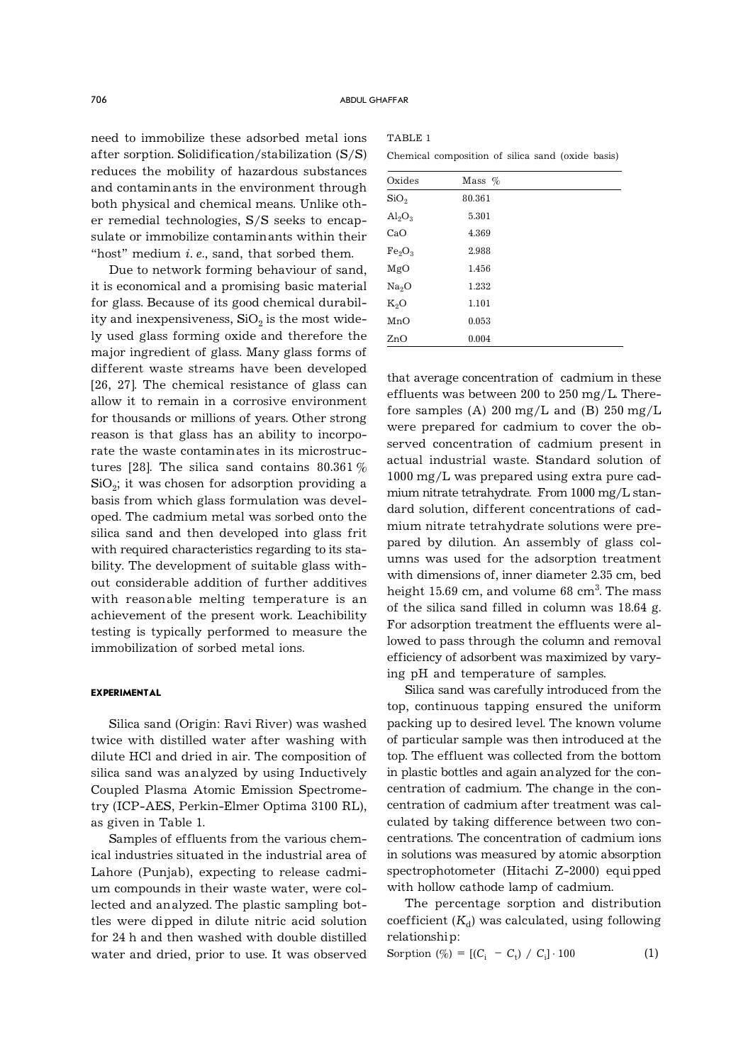need to immobilize these adsorbed metal ions after sorption. Solidification/stabilization (S/S) reduces the mobility of hazardous substances and contaminants in the environment through both physical and chemical means. Unlike other remedial technologies, S/S seeks to encapsulate or immobilize contaminants within their "host" medium *i.e.*, sand, that sorbed them.

Due to network forming behaviour of sand, it is economical and a promising basic material for glass. Because of its good chemical durability and inexpensiveness, $SiO_2$ is the most widely used glass forming oxide and therefore the major ingredient of glass. Many glass forms of different waste streams have been developed [26, 27]. The chemical resistance of glass can allow it to remain in a corrosive environment for thousands or millions of years. Other strong reason is that glass has an ability to incorporate the waste contaminates in its microstructures [28]. The silica sand contains 80.361 % $SiO_2$; it was chosen for adsorption providing a basis from which glass formulation was developed. The cadmium metal was sorbed onto the silica sand and then developed into glass frit with required characteristics regarding to its stability. The development of suitable glass without considerable addition of further additives with reasonable melting temperature is an achievement of the present work. Leachibility testing is typically performed to measure the immobilization of sorbed metal ions.

## EXPERIMENTAL

Silica sand (Origin: Ravi River) was washed twice with distilled water after washing with dilute HCl and dried in air. The composition of silica sand was analyzed by using Inductively Coupled Plasma Atomic Emission Spectrometry (ICP-AES, Perkin-Elmer Optima 3100 RL), as given in Table 1.

TABLE 1

Chemical composition of silica sand (oxide basis)

| Oxides | Mass % |
|---|---|
| $SiO_2$ | 80.361 |
| $Al_2O_3$ | 5.301 |
| CaO | 4.369 |
| $Fe_2O_3$ | 2.988 |
| MgO | 1.456 |
| $Na_2O$ | 1.232 |
| $K_2O$ | 1.101 |
| MnO | 0.053 |
| ZnO | 0.004 |

Samples of effluents from the various chemical industries situated in the industrial area of Lahore (Punjab), expecting to release cadmium compounds in their waste water, were collected and analyzed. The plastic sampling bottles were dipped in dilute nitric acid solution for 24 h and then washed with double distilled water and dried, prior to use. It was observed that average concentration of cadmium in these effluents was between 200 to 250 mg/L. Therefore samples (A) 200 mg/L and (B) 250 mg/L were prepared for cadmium to cover the observed concentration of cadmium present in actual industrial waste. Standard solution of 1000 mg/L was prepared using extra pure cadmium nitrate tetrahydrate. From 1000 mg/L standard solution, different concentrations of cadmium nitrate tetrahydrate solutions were prepared by dilution. An assembly of glass columns was used for the adsorption treatment with dimensions of, inner diameter 2.35 cm, bed height 15.69 cm, and volume 68 $cm^3$. The mass of the silica sand filled in column was 18.64 g. For adsorption treatment the effluents were allowed to pass through the column and removal efficiency of adsorbent was maximized by varying pH and temperature of samples.

Silica sand was carefully introduced from the top, continuous tapping ensured the uniform packing up to desired level. The known volume of particular sample was then introduced at the top. The effluent was collected from the bottom in plastic bottles and again analyzed for the concentration of cadmium. The change in the concentration of cadmium after treatment was calculated by taking difference between two concentrations. The concentration of cadmium ions in solutions was measured by atomic absorption spectrophotometer (Hitachi Z-2000) equipped with hollow cathode lamp of cadmium.

The percentage sorption and distribution coefficient ($K_d$) was calculated, using following relationship:

$$\text{Sorption } (\%) = [(C_i - C_t) / C_i] \cdot 100 \quad (1)$$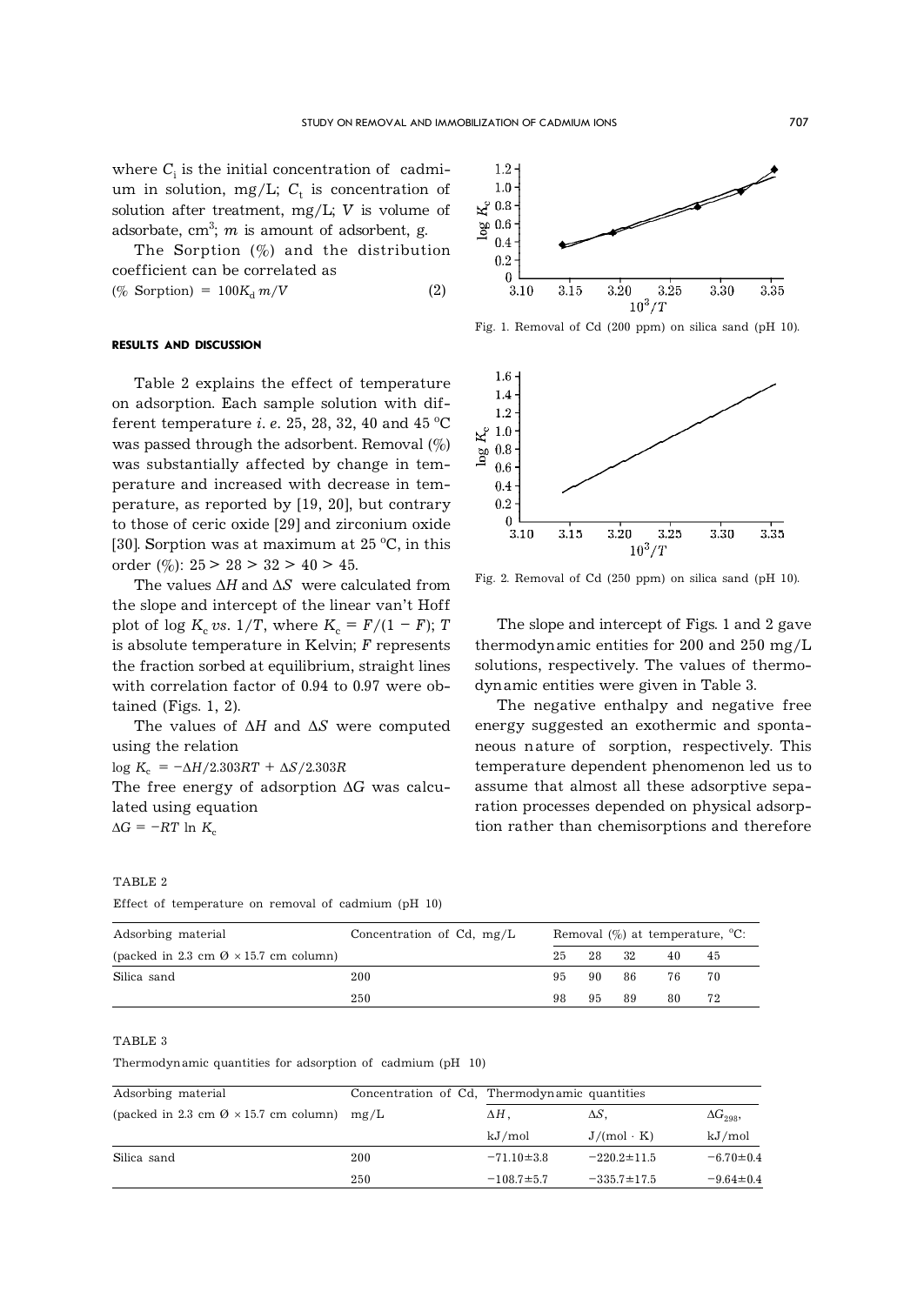where $C_i$ is the initial concentration of cadmium in solution, mg/L; $C_t$ is concentration of solution after treatment, mg/L; $V$ is volume of adsorbate, cm$^3$; $m$ is amount of adsorbent, g.

The Sorption (%) and the distribution coefficient can be correlated as

$$(\%\ \text{Sorption}) = 100K_d\, m/V \qquad (2)$$

## RESULTS AND DISCUSSION

Table 2 explains the effect of temperature on adsorption. Each sample solution with different temperature *i.e.* 25, 28, 32, 40 and 45 °C was passed through the adsorbent. Removal (%) was substantially affected by change in temperature and increased with decrease in temperature, as reported by [19, 20], but contrary to those of ceric oxide [29] and zirconium oxide [30]. Sorption was at maximum at 25 °C, in this order (%): 25 > 28 > 32 > 40 > 45.

The values $\Delta H$ and $\Delta S$ were calculated from the slope and intercept of the linear van't Hoff plot of $\log K_c$ *vs.* $1/T$, where $K_c = F/(1-F)$; $T$ is absolute temperature in Kelvin; $F$ represents the fraction sorbed at equilibrium, straight lines with correlation factor of 0.94 to 0.97 were obtained (Figs. 1, 2).

The values of $\Delta H$ and $\Delta S$ were computed using the relation

$$\log K_c = -\Delta H/2.303RT + \Delta S/2.303R$$

The free energy of adsorption $\Delta G$ was calculated using equation

$$\Delta G = -RT \ln K_c$$

Fig. 1. Removal of Cd (200 ppm) on silica sand (pH 10).

Fig. 2. Removal of Cd (250 ppm) on silica sand (pH 10).

The slope and intercept of Figs. 1 and 2 gave thermodynamic entities for 200 and 250 mg/L solutions, respectively. The values of thermodynamic entities were given in Table 3.

The negative enthalpy and negative free energy suggested an exothermic and spontaneous nature of sorption, respectively. This temperature dependent phenomenon led us to assume that almost all these adsorptive separation processes depended on physical adsorption rather than chemisorptions and therefore

TABLE 2

Effect of temperature on removal of cadmium (pH 10)

| Adsorbing material (packed in 2.3 cm Ø × 15.7 cm column) | Concentration of Cd, mg/L | Removal (%) at temperature, °C: | | | | |
|---|---|---|---|---|---|---|
| | | 25 | 28 | 32 | 40 | 45 |
| Silica sand | 200 | 95 | 90 | 86 | 76 | 70 |
| | 250 | 98 | 95 | 89 | 80 | 72 |

TABLE 3

Thermodynamic quantities for adsorption of cadmium (pH 10)

| Adsorbing material (packed in 2.3 cm Ø × 15.7 cm column) | Concentration of Cd, mg/L | Thermodynamic quantities | | |
|---|---|---|---|---|
| | | $\Delta H$, kJ/mol | $\Delta S$, J/(mol · K) | $\Delta G_{298}$, kJ/mol |
| Silica sand | 200 | −71.10±3.8 | −220.2±11.5 | −6.70±0.4 |
| | 250 | −108.7±5.7 | −335.7±17.5 | −9.64±0.4 |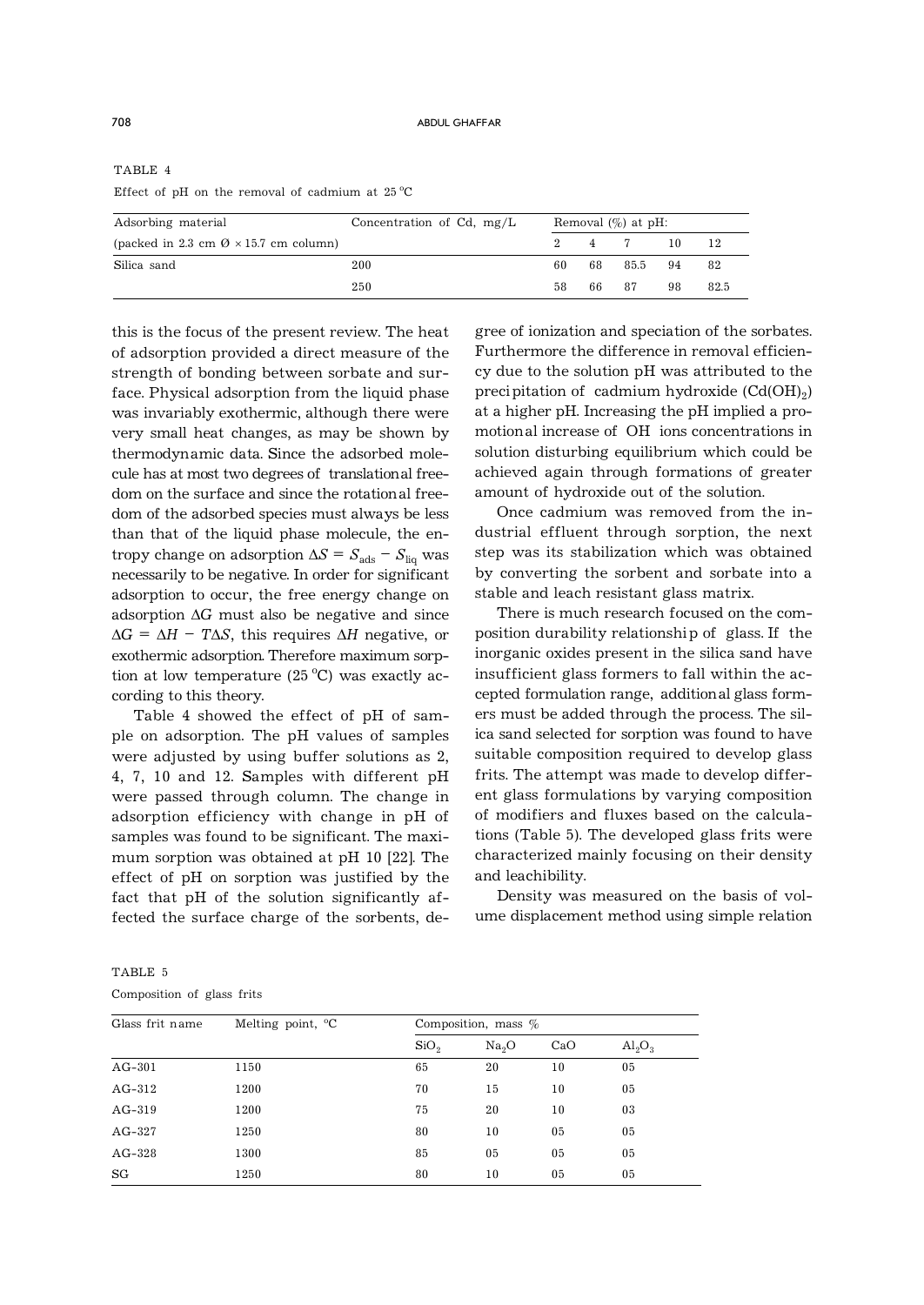TABLE 4

Effect of pH on the removal of cadmium at 25 °C

| Adsorbing material | Concentration of Cd, mg/L | Removal (%) at pH: | | | | |
|---|---|---|---|---|---|---|
| (packed in 2.3 cm Ø × 15.7 cm column) | | 2 | 4 | 7 | 10 | 12 |
| Silica sand | 200 | 60 | 68 | 85.5 | 94 | 82 |
| | 250 | 58 | 66 | 87 | 98 | 82.5 |

this is the focus of the present review. The heat of adsorption provided a direct measure of the strength of bonding between sorbate and surface. Physical adsorption from the liquid phase was invariably exothermic, although there were very small heat changes, as may be shown by thermodynamic data. Since the adsorbed molecule has at most two degrees of translational freedom on the surface and since the rotational freedom of the adsorbed species must always be less than that of the liquid phase molecule, the entropy change on adsorption $\Delta S = S_{ads} - S_{liq}$ was necessarily to be negative. In order for significant adsorption to occur, the free energy change on adsorption $\Delta G$ must also be negative and since $\Delta G = \Delta H - T\Delta S$, this requires $\Delta H$ negative, or exothermic adsorption. Therefore maximum sorption at low temperature (25 °C) was exactly according to this theory.

Table 4 showed the effect of pH of sample on adsorption. The pH values of samples were adjusted by using buffer solutions as 2, 4, 7, 10 and 12. Samples with different pH were passed through column. The change in adsorption efficiency with change in pH of samples was found to be significant. The maximum sorption was obtained at pH 10 [22]. The effect of pH on sorption was justified by the fact that pH of the solution significantly affected the surface charge of the sorbents, degree of ionization and speciation of the sorbates. Furthermore the difference in removal efficiency due to the solution pH was attributed to the precipitation of cadmium hydroxide ($Cd(OH)_2$) at a higher pH. Increasing the pH implied a promotional increase of OH ions concentrations in solution disturbing equilibrium which could be achieved again through formations of greater amount of hydroxide out of the solution.

Once cadmium was removed from the industrial effluent through sorption, the next step was its stabilization which was obtained by converting the sorbent and sorbate into a stable and leach resistant glass matrix.

There is much research focused on the composition durability relationship of glass. If the inorganic oxides present in the silica sand have insufficient glass formers to fall within the accepted formulation range, additional glass formers must be added through the process. The silica sand selected for sorption was found to have suitable composition required to develop glass frits. The attempt was made to develop different glass formulations by varying composition of modifiers and fluxes based on the calculations (Table 5). The developed glass frits were characterized mainly focusing on their density and leachibility.

Density was measured on the basis of volume displacement method using simple relation

TABLE 5

Composition of glass frits

| Glass frit name | Melting point, °C | Composition, mass % | | | |
|---|---|---|---|---|---|
| | | $SiO_2$ | $Na_2O$ | CaO | $Al_2O_3$ |
| AG-301 | 1150 | 65 | 20 | 10 | 05 |
| AG-312 | 1200 | 70 | 15 | 10 | 05 |
| AG-319 | 1200 | 75 | 20 | 10 | 03 |
| AG-327 | 1250 | 80 | 10 | 05 | 05 |
| AG-328 | 1300 | 85 | 05 | 05 | 05 |
| SG | 1250 | 80 | 10 | 05 | 05 |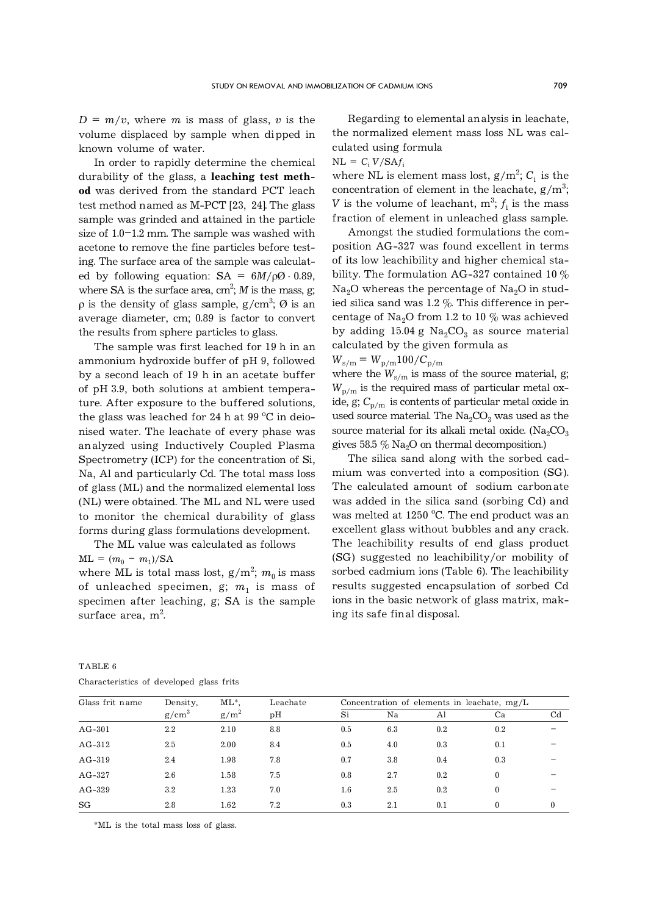$D = m/v$, where $m$ is mass of glass, $v$ is the volume displaced by sample when dipped in known volume of water.

In order to rapidly determine the chemical durability of the glass, a **leaching test method** was derived from the standard PCT leach test method named as M-PCT [23, 24]. The glass sample was grinded and attained in the particle size of 1.0–1.2 mm. The sample was washed with acetone to remove the fine particles before testing. The surface area of the sample was calculated by following equation: $SA = 6M/\rho Ø \cdot 0.89$, where SA is the surface area, $cm^2$; $M$ is the mass, g; $\rho$ is the density of glass sample, $g/cm^3$; Ø is an average diameter, cm; 0.89 is factor to convert the results from sphere particles to glass.

The sample was first leached for 19 h in an ammonium hydroxide buffer of pH 9, followed by a second leach of 19 h in an acetate buffer of pH 3.9, both solutions at ambient temperature. After exposure to the buffered solutions, the glass was leached for 24 h at 99 °C in deionised water. The leachate of every phase was analyzed using Inductively Coupled Plasma Spectrometry (ICP) for the concentration of Si, Na, Al and particularly Cd. The total mass loss of glass (ML) and the normalized elemental loss (NL) were obtained. The ML and NL were used to monitor the chemical durability of glass forms during glass formulations development.

The ML value was calculated as follows

$ML = (m_0 - m_1)/SA$

where ML is total mass lost, $g/m^2$; $m_0$ is mass of unleached specimen, g; $m_1$ is mass of specimen after leaching, g; SA is the sample surface area, $m^2$.

Regarding to elemental analysis in leachate, the normalized element mass loss NL was calculated using formula

$NL = C_i V/SAf_i$

where NL is element mass lost, $g/m^2$; $C_i$ is the concentration of element in the leachate, $g/m^3$; $V$ is the volume of leachant, $m^3$; $f_i$ is the mass fraction of element in unleached glass sample.

Amongst the studied formulations the composition AG-327 was found excellent in terms of its low leachibility and higher chemical stability. The formulation AG-327 contained 10 % $Na_2O$ whereas the percentage of $Na_2O$ in studied silica sand was 1.2 %. This difference in percentage of $Na_2O$ from 1.2 to 10 % was achieved by adding 15.04 g $Na_2CO_3$ as source material calculated by the given formula as

$W_{s/m} = W_{p/m}100/C_{p/m}$

where the $W_{s/m}$ is mass of the source material, g; $W_{p/m}$ is the required mass of particular metal oxide, g; $C_{p/m}$ is contents of particular metal oxide in used source material. The $Na_2CO_3$ was used as the source material for its alkali metal oxide. ($Na_2CO_3$ gives 58.5 % $Na_2O$ on thermal decomposition.)

The silica sand along with the sorbed cadmium was converted into a composition (SG). The calculated amount of sodium carbonate was added in the silica sand (sorbing Cd) and was melted at 1250 °C. The end product was an excellent glass without bubbles and any crack. The leachibility results of end glass product (SG) suggested no leachibility/or mobility of sorbed cadmium ions (Table 6). The leachibility results suggested encapsulation of sorbed Cd ions in the basic network of glass matrix, making its safe final disposal.

TABLE 6

Characteristics of developed glass frits

| Glass frit name | Density, $g/cm^3$ | ML*, $g/m^2$ | Leachate pH | Concentration of elements in leachate, mg/L | | | | |
|---|---|---|---|---|---|---|---|---|
| | | | | Si | Na | Al | Ca | Cd |
| AG-301 | 2.2 | 2.10 | 8.8 | 0.5 | 6.3 | 0.2 | 0.2 | – |
| AG-312 | 2.5 | 2.00 | 8.4 | 0.5 | 4.0 | 0.3 | 0.1 | – |
| AG-319 | 2.4 | 1.98 | 7.8 | 0.7 | 3.8 | 0.4 | 0.3 | – |
| AG-327 | 2.6 | 1.58 | 7.5 | 0.8 | 2.7 | 0.2 | 0 | – |
| AG-329 | 3.2 | 1.23 | 7.0 | 1.6 | 2.5 | 0.2 | 0 | – |
| SG | 2.8 | 1.62 | 7.2 | 0.3 | 2.1 | 0.1 | 0 | 0 |

*ML is the total mass loss of glass.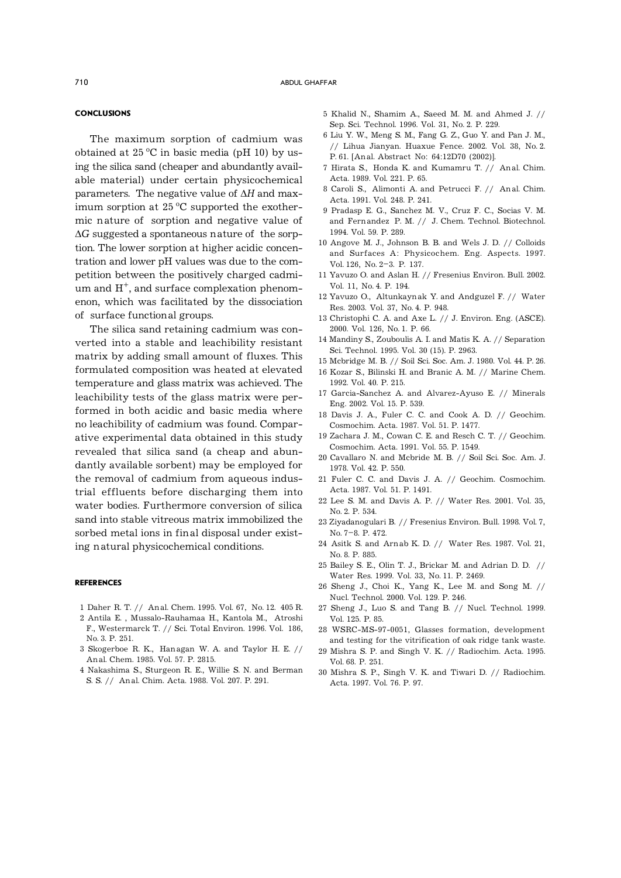## CONCLUSIONS

The maximum sorption of cadmium was obtained at 25 °C in basic media (pH 10) by using the silica sand (cheaper and abundantly available material) under certain physicochemical parameters. The negative value of $\Delta H$ and maximum sorption at 25 °C supported the exothermic nature of sorption and negative value of $\Delta G$ suggested a spontaneous nature of the sorption. The lower sorption at higher acidic concentration and lower pH values was due to the competition between the positively charged cadmium and $H^+$, and surface complexation phenomenon, which was facilitated by the dissociation of surface functional groups.

The silica sand retaining cadmium was converted into a stable and leachibility resistant matrix by adding small amount of fluxes. This formulated composition was heated at elevated temperature and glass matrix was achieved. The leachibility tests of the glass matrix were performed in both acidic and basic media where no leachibility of cadmium was found. Comparative experimental data obtained in this study revealed that silica sand (a cheap and abundantly available sorbent) may be employed for the removal of cadmium from aqueous industrial effluents before discharging them into water bodies. Furthermore conversion of silica sand into stable vitreous matrix immobilized the sorbed metal ions in final disposal under existing natural physicochemical conditions.

## REFERENCES

1 Daher R. T. // Anal. Chem. 1995. Vol. 67, No. 12. 405 R.
2 Antila E. , Mussalo-Rauhamaa H., Kantola M., Atroshi F., Westermarck T. // Sci. Total Environ. 1996. Vol. 186, No. 3. P. 251.
3 Skogerboe R. K., Hanagan W. A. and Taylor H. E. // Anal. Chem. 1985. Vol. 57. P. 2815.
4 Nakashima S., Sturgeon R. E., Willie S. N. and Berman S. S. // Anal. Chim. Acta. 1988. Vol. 207. P. 291.
5 Khalid N., Shamim A., Saeed M. M. and Ahmed J. // Sep. Sci. Technol. 1996. Vol. 31, No. 2. P. 229.
6 Liu Y. W., Meng S. M., Fang G. Z., Guo Y. and Pan J. M., // Lihua Jianyan. Huaxue Fence. 2002. Vol. 38, No. 2. P. 61. [Anal. Abstract No: 64:12D70 (2002)].
7 Hirata S., Honda K. and Kumamru T. // Anal. Chim. Acta. 1989. Vol. 221. P. 65.
8 Caroli S., Alimonti A. and Petrucci F. // Anal. Chim. Acta. 1991. Vol. 248. P. 241.
9 Pradasp E. G., Sanchez M. V., Cruz F. C., Socias V. M. and Fernandez P. M. // J. Chem. Technol. Biotechnol. 1994. Vol. 59. P. 289.
10 Angove M. J., Johnson B. B. and Wels J. D. // Colloids and Surfaces A: Physicochem. Eng. Aspects. 1997. Vol. 126, No. 2–3. P. 137.
11 Yavuzo O. and Aslan H. // Fresenius Environ. Bull. 2002. Vol. 11, No. 4. P. 194.
12 Yavuzo O., Altunkaynak Y. and Andguzel F. // Water Res. 2003. Vol. 37, No. 4. P. 948.
13 Christophi C. A. and Axe L. // J. Environ. Eng. (ASCE). 2000. Vol. 126, No. 1. P. 66.
14 Mandiny S., Zouboulis A. I. and Matis K. A. // Separation Sci. Technol. 1995. Vol. 30 (15). P. 2963.
15 Mcbridge M. B. // Soil Sci. Soc. Am. J. 1980. Vol. 44. P. 26.
16 Kozar S., Bilinski H. and Branic A. M. // Marine Chem. 1992. Vol. 40. P. 215.
17 Garcia-Sanchez A. and Alvarez-Ayuso E. // Minerals Eng. 2002. Vol. 15. P. 539.
18 Davis J. A., Fuler C. C. and Cook A. D. // Geochim. Cosmochim. Acta. 1987. Vol. 51. P. 1477.
19 Zachara J. M., Cowan C. E. and Resch C. T. // Geochim. Cosmochim. Acta. 1991. Vol. 55. P. 1549.
20 Cavallaro N. and Mcbride M. B. // Soil Sci. Soc. Am. J. 1978. Vol. 42. P. 550.
21 Fuler C. C. and Davis J. A. // Geochim. Cosmochim. Acta. 1987. Vol. 51. P. 1491.
22 Lee S. M. and Davis A. P. // Water Res. 2001. Vol. 35, No. 2. P. 534.
23 Ziyadanogulari B. // Fresenius Environ. Bull. 1998. Vol. 7, No. 7–8. P. 472.
24 Asitk S. and Arnab K. D. // Water Res. 1987. Vol. 21, No. 8. P. 885.
25 Bailey S. E., Olin T. J., Brickar M. and Adrian D. D. // Water Res. 1999. Vol. 33, No. 11. P. 2469.
26 Sheng J., Choi K., Yang K., Lee M. and Song M. // Nucl. Technol. 2000. Vol. 129. P. 246.
27 Sheng J., Luo S. and Tang B. // Nucl. Technol. 1999. Vol. 125. P. 85.
28 WSRC-MS-97-0051, Glasses formation, development and testing for the vitrification of oak ridge tank waste.
29 Mishra S. P. and Singh V. K. // Radiochim. Acta. 1995. Vol. 68. P. 251.
30 Mishra S. P., Singh V. K. and Tiwari D. // Radiochim. Acta. 1997. Vol. 76. P. 97.